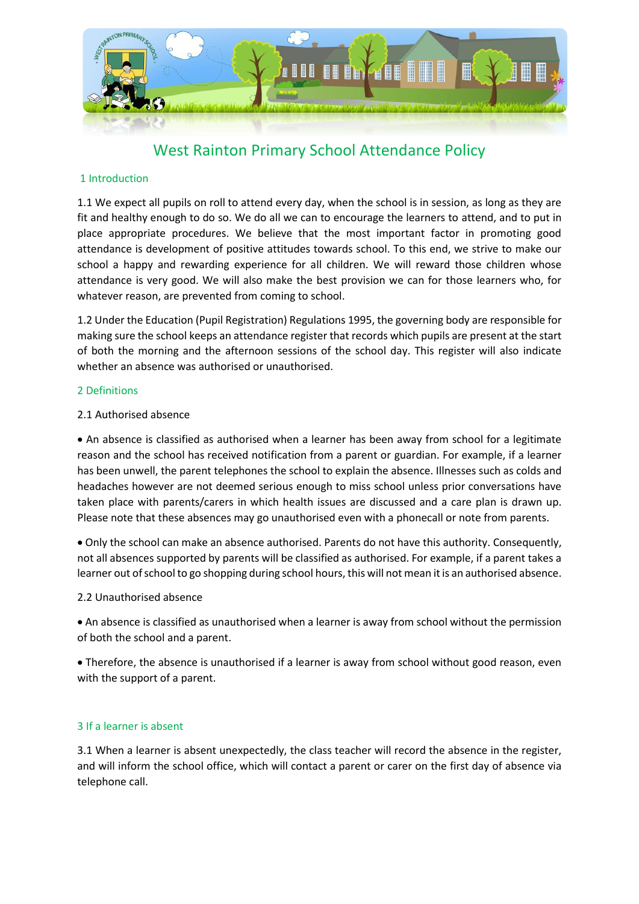# West Rainton Primary School Attendance Policy

## 1 Introduction

1.1 We expect all pupils on roll to attend every day, when the school is in session, as long as they are fit and healthy enough to do so. We do all we can to encourage the learners to attend, and to put in place appropriate procedures. We believe that the most important factor in promoting good attendance is development of positive attitudes towards school. To this end, we strive to make our school a happy and rewarding experience for all children. We will reward those children whose attendance is very good. We will also make the best provision we can for those learners who, for whatever reason, are prevented from coming to school.

1.2 Under the Education (Pupil Registration) Regulations 1995, the governing body are responsible for making sure the school keeps an attendance register that records which pupils are present at the start of both the morning and the afternoon sessions of the school day. This register will also indicate whether an absence was authorised or unauthorised.

## 2 Definitions

2.1 Authorised absence

- An absence is classified as authorised when a learner has been away from school for a legitimate reason and the school has received notification from a parent or guardian. For example, if a learner has been unwell, the parent telephones the school to explain the absence. Illnesses such as colds and headaches however are not deemed serious enough to miss school unless prior conversations have taken place with parents/carers in which health issues are discussed and a care plan is drawn up. Please note that these absences may go unauthorised even with a phonecall or note from parents.
- Only the school can make an absence authorised. Parents do not have this authority. Consequently, not all absences supported by parents will be classified as authorised. For example, if a parent takes a learner out of school to go shopping during school hours, this will not mean it is an authorised absence.

2.2 Unauthorised absence

- An absence is classified as unauthorised when a learner is away from school without the permission of both the school and a parent.
- Therefore, the absence is unauthorised if a learner is away from school without good reason, even with the support of a parent.

## 3 If a learner is absent

3.1 When a learner is absent unexpectedly, the class teacher will record the absence in the register, and will inform the school office, which will contact a parent or carer on the first day of absence via telephone call.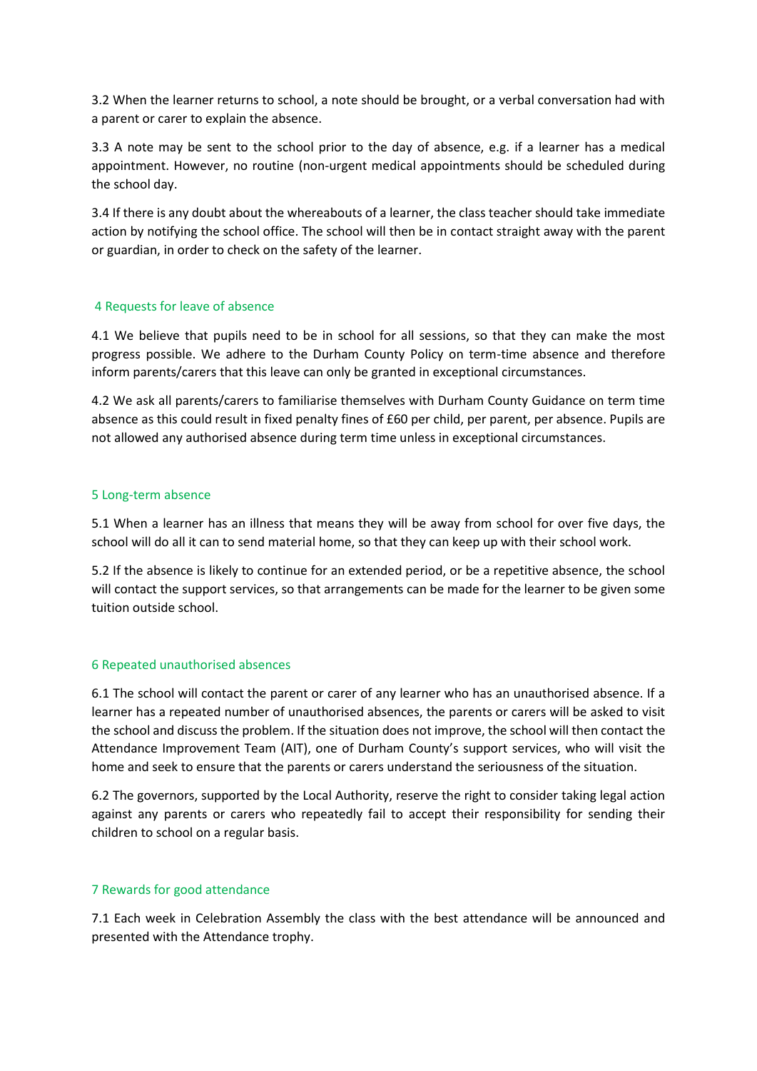3.2 When the learner returns to school, a note should be brought, or a verbal conversation had with a parent or carer to explain the absence.

3.3 A note may be sent to the school prior to the day of absence, e.g. if a learner has a medical appointment. However, no routine (non-urgent medical appointments should be scheduled during the school day.

3.4 If there is any doubt about the whereabouts of a learner, the class teacher should take immediate action by notifying the school office. The school will then be in contact straight away with the parent or guardian, in order to check on the safety of the learner.

## 4 Requests for leave of absence

4.1 We believe that pupils need to be in school for all sessions, so that they can make the most progress possible. We adhere to the Durham County Policy on term-time absence and therefore inform parents/carers that this leave can only be granted in exceptional circumstances.

4.2 We ask all parents/carers to familiarise themselves with Durham County Guidance on term time absence as this could result in fixed penalty fines of £60 per child, per parent, per absence. Pupils are not allowed any authorised absence during term time unless in exceptional circumstances.

## 5 Long-term absence

5.1 When a learner has an illness that means they will be away from school for over five days, the school will do all it can to send material home, so that they can keep up with their school work.

5.2 If the absence is likely to continue for an extended period, or be a repetitive absence, the school will contact the support services, so that arrangements can be made for the learner to be given some tuition outside school.

## 6 Repeated unauthorised absences

6.1 The school will contact the parent or carer of any learner who has an unauthorised absence. If a learner has a repeated number of unauthorised absences, the parents or carers will be asked to visit the school and discuss the problem. If the situation does not improve, the school will then contact the Attendance Improvement Team (AIT), one of Durham County's support services, who will visit the home and seek to ensure that the parents or carers understand the seriousness of the situation.

6.2 The governors, supported by the Local Authority, reserve the right to consider taking legal action against any parents or carers who repeatedly fail to accept their responsibility for sending their children to school on a regular basis.

## 7 Rewards for good attendance

7.1 Each week in Celebration Assembly the class with the best attendance will be announced and presented with the Attendance trophy.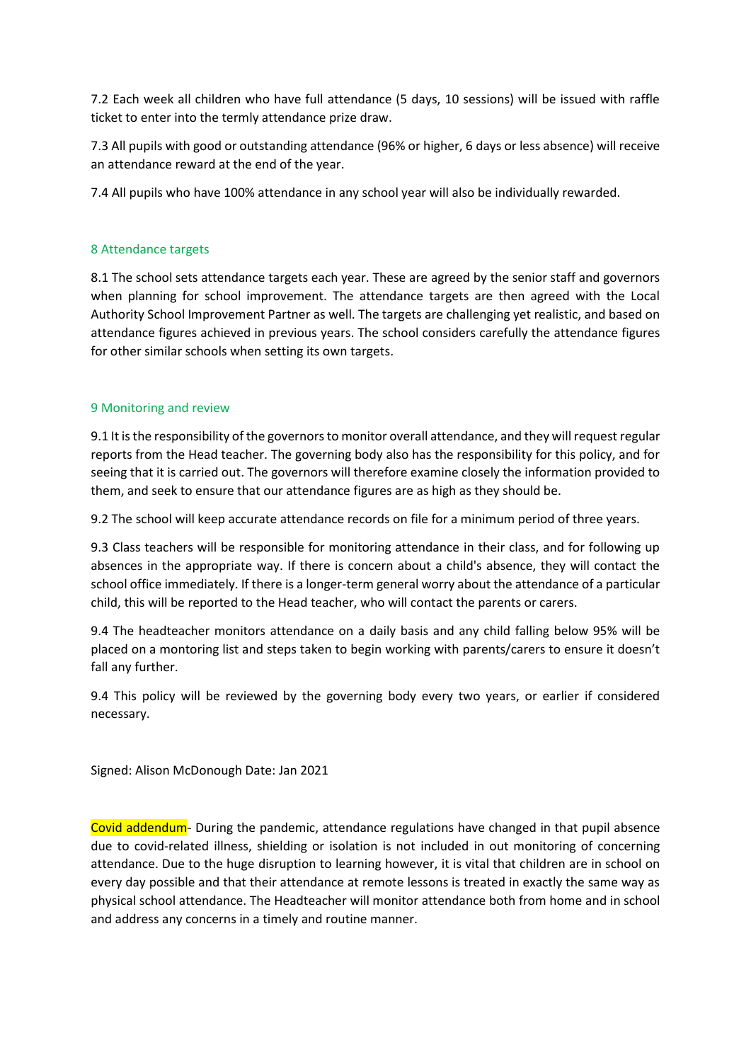7.2 Each week all children who have full attendance (5 days, 10 sessions) will be issued with raffle ticket to enter into the termly attendance prize draw.

7.3 All pupils with good or outstanding attendance (96% or higher, 6 days or less absence) will receive an attendance reward at the end of the year.

7.4 All pupils who have 100% attendance in any school year will also be individually rewarded.

## 8 Attendance targets

8.1 The school sets attendance targets each year. These are agreed by the senior staff and governors when planning for school improvement. The attendance targets are then agreed with the Local Authority School Improvement Partner as well. The targets are challenging yet realistic, and based on attendance figures achieved in previous years. The school considers carefully the attendance figures for other similar schools when setting its own targets.

## 9 Monitoring and review

9.1 It is the responsibility of the governors to monitor overall attendance, and they will request regular reports from the Head teacher. The governing body also has the responsibility for this policy, and for seeing that it is carried out. The governors will therefore examine closely the information provided to them, and seek to ensure that our attendance figures are as high as they should be.

9.2 The school will keep accurate attendance records on file for a minimum period of three years.

9.3 Class teachers will be responsible for monitoring attendance in their class, and for following up absences in the appropriate way. If there is concern about a child's absence, they will contact the school office immediately. If there is a longer-term general worry about the attendance of a particular child, this will be reported to the Head teacher, who will contact the parents or carers.

9.4 The headteacher monitors attendance on a daily basis and any child falling below 95% will be placed on a montoring list and steps taken to begin working with parents/carers to ensure it doesn't fall any further.

9.4 This policy will be reviewed by the governing body every two years, or earlier if considered necessary.

Signed: Alison McDonough Date: Jan 2021

Covid addendum- During the pandemic, attendance regulations have changed in that pupil absence due to covid-related illness, shielding or isolation is not included in out monitoring of concerning attendance. Due to the huge disruption to learning however, it is vital that children are in school on every day possible and that their attendance at remote lessons is treated in exactly the same way as physical school attendance. The Headteacher will monitor attendance both from home and in school and address any concerns in a timely and routine manner.